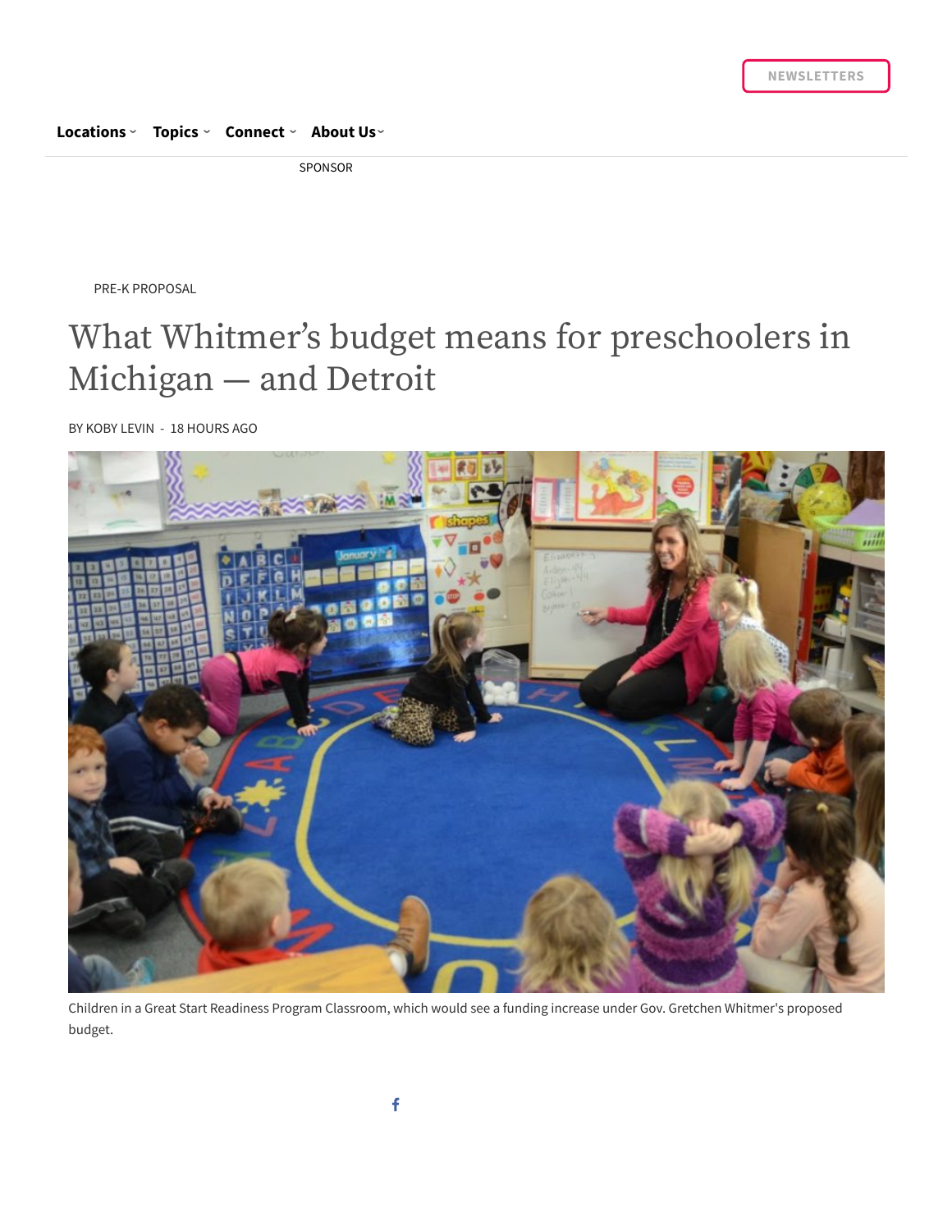PRE-K PROPOSAL

# What Whitmer's budget means for preschoolers in Michigan — and Detroit

BY KOBY LEVIN - 18 HOURS AGO

Children in a Great Start Readiness Program Classroom, which would see a funding increase under Gov. Gretchen Whitmer's proposed budget.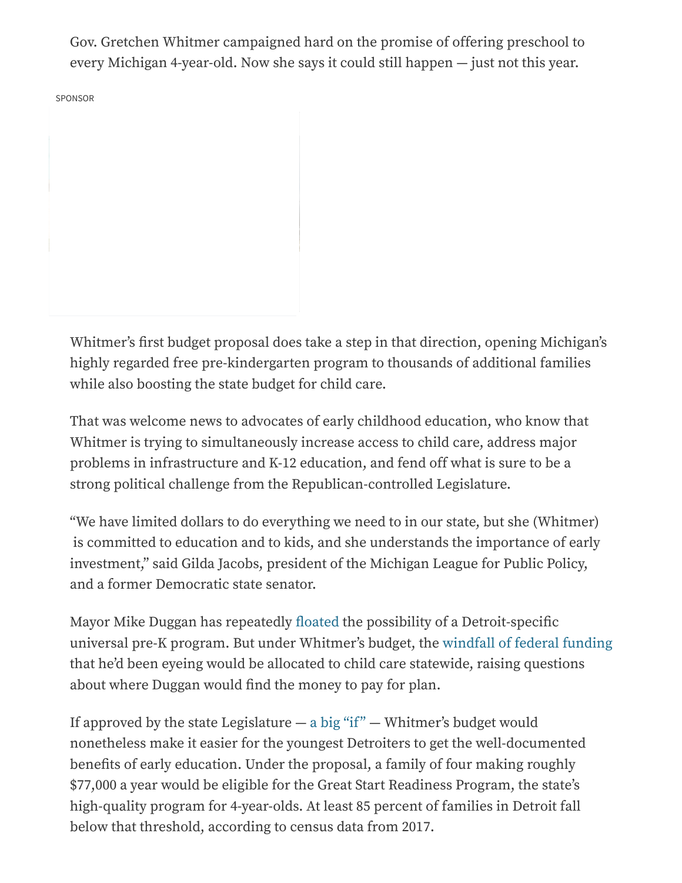Gov. Gretchen Whitmer campaigned hard on the promise of offering preschool to every Michigan 4-year-old. Now she says it could still happen — just not this year.

SPONSOR

Whitmer's first budget proposal does take a step in that direction, opening Michigan's highly regarded free pre-kindergarten program to thousands of additional families while also boosting the state budget for child care.

That was welcome news to advocates of early childhood education, who know that Whitmer is trying to simultaneously increase access to child care, address major problems in infrastructure and K-12 education, and fend off what is sure to be a strong political challenge from the Republican-controlled Legislature.

"We have limited dollars to do everything we need to in our state, but she (Whitmer) is committed to education and to kids, and she understands the importance of early investment," said Gilda Jacobs, president of the Michigan League for Public Policy, and a former Democratic state senator.

Mayor Mike Duggan has repeatedly floated the possibility of a Detroit-specific universal pre-K program. But under Whitmer's budget, the windfall of federal funding that he'd been eyeing would be allocated to child care statewide, raising questions about where Duggan would find the money to pay for plan.

If approved by the state Legislature — a big "if" — Whitmer's budget would nonetheless make it easier for the youngest Detroiters to get the well-documented benefits of early education. Under the proposal, a family of four making roughly $77,000 a year would be eligible for the Great Start Readiness Program, the state's high-quality program for 4-year-olds. At least 85 percent of families in Detroit fall below that threshold, according to census data from 2017.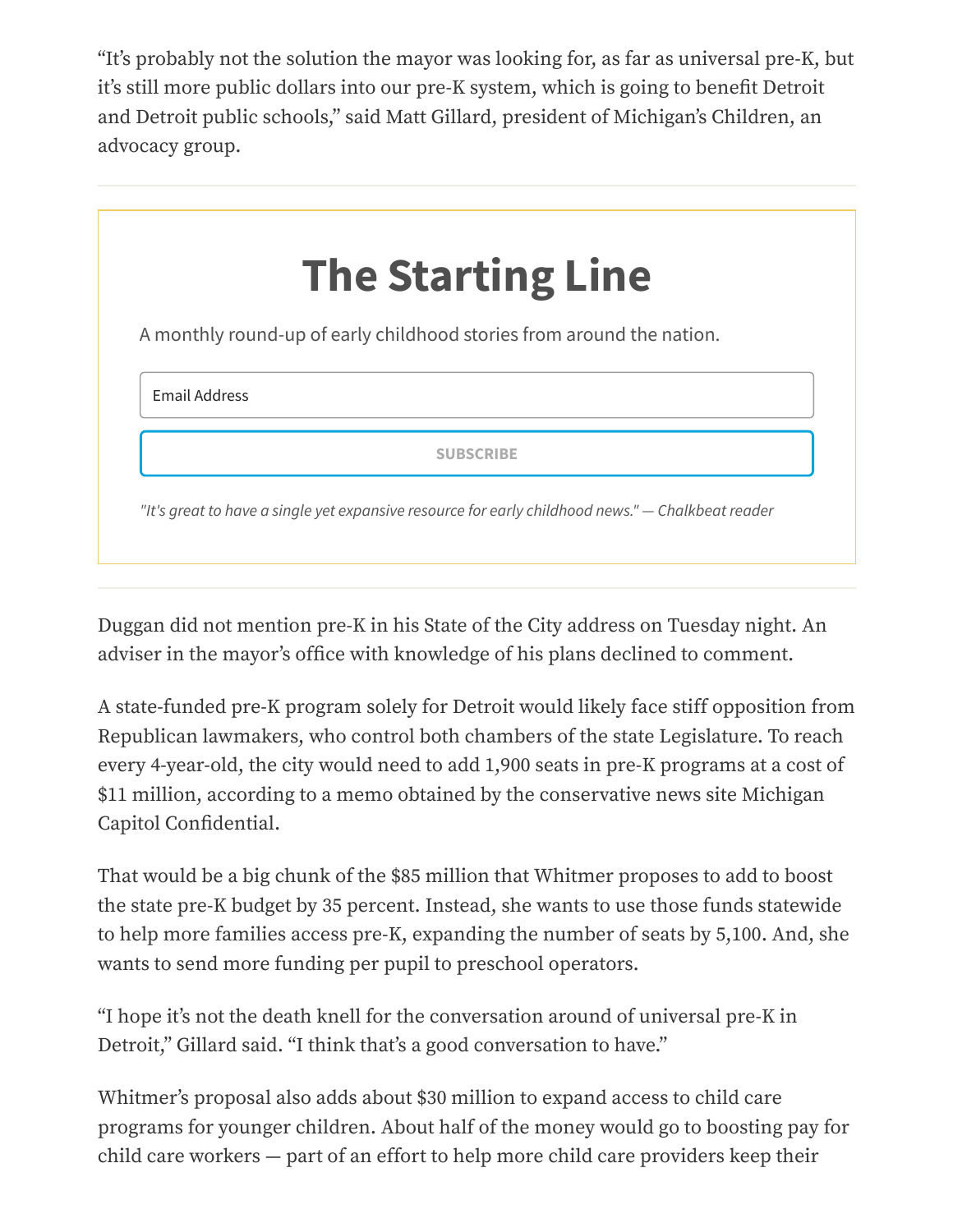"It's probably not the solution the mayor was looking for, as far as universal pre-K, but it's still more public dollars into our pre-K system, which is going to benefit Detroit and Detroit public schools," said Matt Gillard, president of Michigan's Children, an advocacy group.

---

## The Starting Line

A monthly round-up of early childhood stories from around the nation.

Email Address

SUBSCRIBE

*"It's great to have a single yet expansive resource for early childhood news." — Chalkbeat reader*

---

Duggan did not mention pre-K in his State of the City address on Tuesday night. An adviser in the mayor's office with knowledge of his plans declined to comment.

A state-funded pre-K program solely for Detroit would likely face stiff opposition from Republican lawmakers, who control both chambers of the state Legislature. To reach every 4-year-old, the city would need to add 1,900 seats in pre-K programs at a cost of $11 million, according to a memo obtained by the conservative news site Michigan Capitol Confidential.

That would be a big chunk of the $85 million that Whitmer proposes to add to boost the state pre-K budget by 35 percent. Instead, she wants to use those funds statewide to help more families access pre-K, expanding the number of seats by 5,100. And, she wants to send more funding per pupil to preschool operators.

"I hope it's not the death knell for the conversation around of universal pre-K in Detroit," Gillard said. "I think that's a good conversation to have."

Whitmer's proposal also adds about $30 million to expand access to child care programs for younger children. About half of the money would go to boosting pay for child care workers — part of an effort to help more child care providers keep their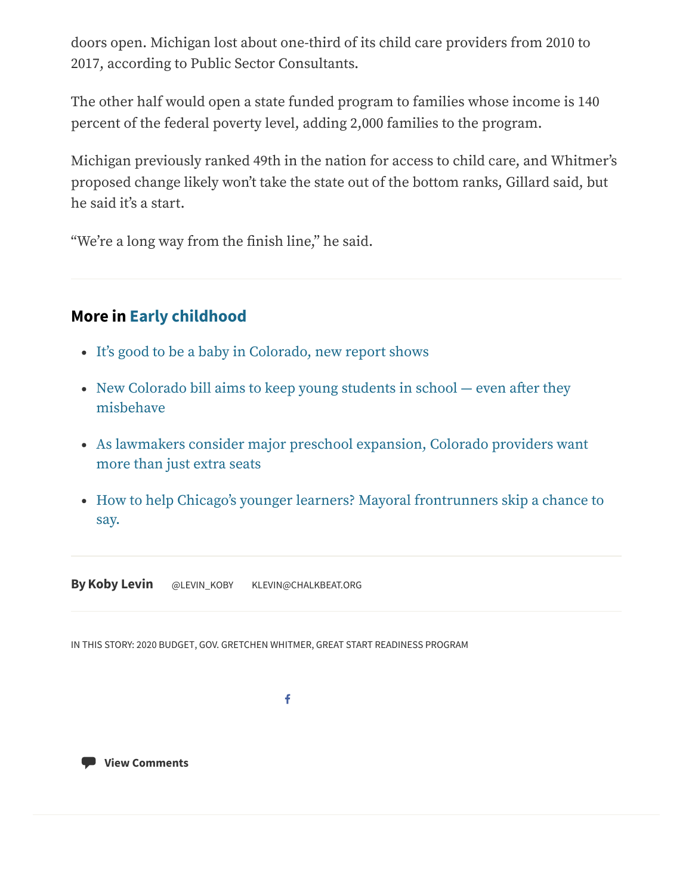doors open. Michigan lost about one-third of its child care providers from 2010 to 2017, according to Public Sector Consultants.

The other half would open a state funded program to families whose income is 140 percent of the federal poverty level, adding 2,000 families to the program.

Michigan previously ranked 49th in the nation for access to child care, and Whitmer's proposed change likely won't take the state out of the bottom ranks, Gillard said, but he said it's a start.

"We're a long way from the finish line," he said.

---

## More in Early childhood

- It's good to be a baby in Colorado, new report shows
- New Colorado bill aims to keep young students in school — even after they misbehave
- As lawmakers consider major preschool expansion, Colorado providers want more than just extra seats
- How to help Chicago's younger learners? Mayoral frontrunners skip a chance to say.

---

**By Koby Levin** @LEVIN_KOBY KLEVIN@CHALKBEAT.ORG

IN THIS STORY: 2020 BUDGET, GOV. GRETCHEN WHITMER, GREAT START READINESS PROGRAM

**View Comments**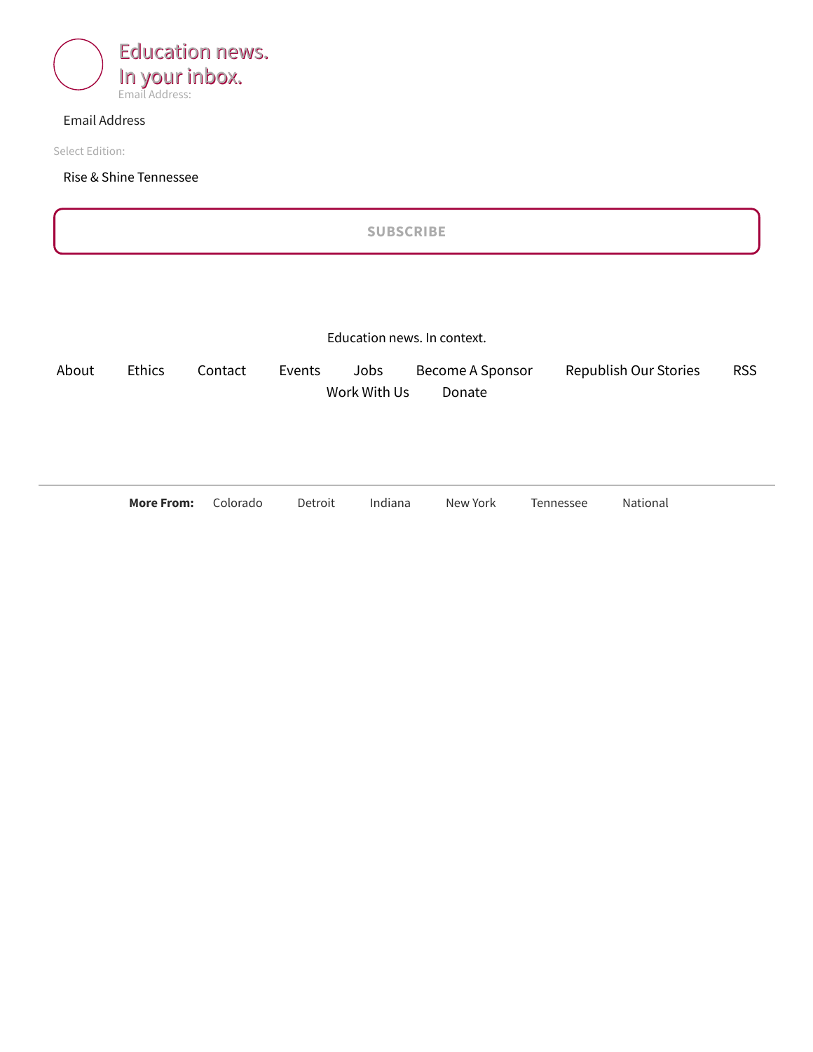Education news.
In your inbox.

Email Address:

Email Address

Select Edition:

Rise & Shine Tennessee

SUBSCRIBE

Education news. In context.

About Ethics Contact Events Jobs Become A Sponsor Republish Our Stories RSS
Work With Us Donate

**More From:** Colorado Detroit Indiana New York Tennessee National